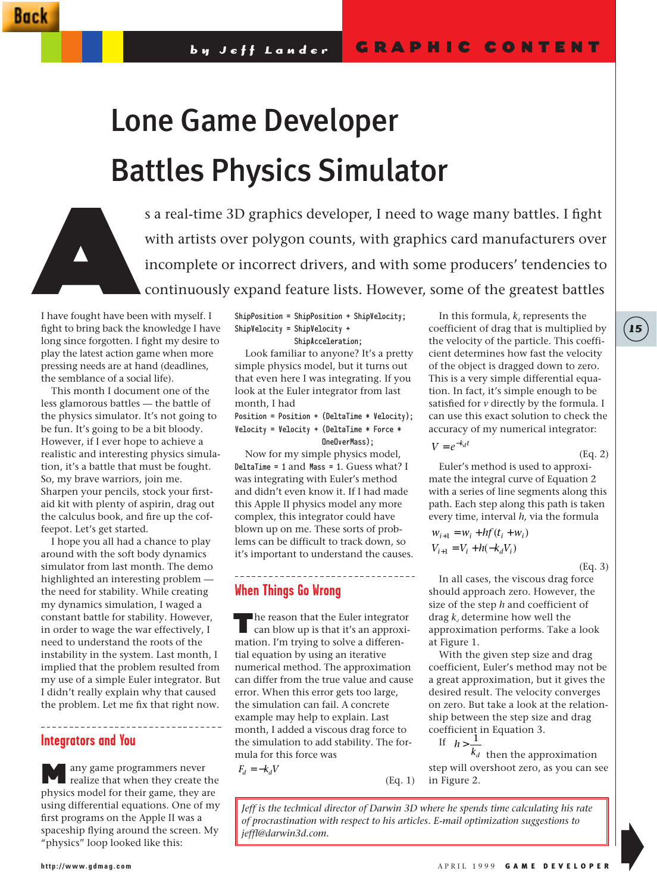# Lone Game Developer Battles Physics Simulator

*by Jeff Lander*

As a real-time 3D graphics developer, I need to wage many battles. I fight with artists over polygon counts, with graphics card manufacturers over incomplete or incorrect drivers, and with some producers' tendencies to continuously expand feature lists. However, some of the greatest battles I have fought have been with myself. I fight to bring back the knowledge I have long since forgotten. I fight my desire to play the latest action game when more pressing needs are at hand (deadlines, the semblance of a social life).

This month I document one of the less glamorous battles — the battle of the physics simulator. It's not going to be fun. It's going to be a bit bloody. However, if I ever hope to achieve a realistic and interesting physics simulation, it's a battle that must be fought. So, my brave warriors, join me. Sharpen your pencils, stock your first-aid kit with plenty of aspirin, drag out the calculus book, and fire up the coffeepot. Let's get started.

I hope you all had a chance to play around with the soft body dynamics simulator from last month. The demo highlighted an interesting problem — the need for stability. While creating my dynamics simulation, I waged a constant battle for stability. However, in order to wage the war effectively, I need to understand the roots of the instability in the system. Last month, I implied that the problem resulted from my use of a simple Euler integrator. But I didn't really explain why that caused the problem. Let me fix that right now.

## Integrators and You

Many game programmers never realize that when they create the physics model for their game, they are using differential equations. One of my first programs on the Apple II was a spaceship flying around the screen. My "physics" loop looked like this:

```
ShipPosition = ShipPosition + ShipVelocity;
ShipVelocity = ShipVelocity +
               ShipAcceleration;
```

Look familiar to anyone? It's a pretty simple physics model, but it turns out that even here I was integrating. If you look at the Euler integrator from last month, I had

```
Position = Position + (DeltaTime * Velocity);
Velocity = Velocity + (DeltaTime * Force *
                       OneOverMass);
```

Now for my simple physics model, `DeltaTime = 1` and `Mass = 1`. Guess what? I was integrating with Euler's method and didn't even know it. If I had made this Apple II physics model any more complex, this integrator could have blown up on me. These sorts of problems can be difficult to track down, so it's important to understand the causes.

## When Things Go Wrong

The reason that the Euler integrator can blow up is that it's an approximation. I'm trying to solve a differential equation by using an iterative numerical method. The approximation can differ from the true value and cause error. When this error gets too large, the simulation can fail. A concrete example may help to explain. Last month, I added a viscous drag force to the simulation to add stability. The formula for this force was

$$F_d = -k_d V \tag{Eq. 1}$$

In this formula, $k_d$ represents the coefficient of drag that is multiplied by the velocity of the particle. This coefficient determines how fast the velocity of the object is dragged down to zero. This is a very simple differential equation. In fact, it's simple enough to be satisfied for $v$ directly by the formula. I can use this exact solution to check the accuracy of my numerical integrator:

$$V = e^{-k_d t} \tag{Eq. 2}$$

Euler's method is used to approximate the integral curve of Equation 2 with a series of line segments along this path. Each step along this path is taken every time, interval $h$, via the formula

$$w_{i+1} = w_i + hf(t_i + w_i)$$
$$V_{i+1} = V_i + h(-k_d V_i) \tag{Eq. 3}$$

In all cases, the viscous drag force should approach zero. However, the size of the step $h$ and coefficient of drag $k_d$ determine how well the approximation performs. Take a look at Figure 1.

With the given step size and drag coefficient, Euler's method may not be a great approximation, but it gives the desired result. The velocity converges on zero. But take a look at the relationship between the step size and drag coefficient in Equation 3.

If $h > \frac{1}{k_d}$ then the approximation step will overshoot zero, as you can see in Figure 2.

*Jeff is the technical director of Darwin 3D where he spends time calculating his rate of procrastination with respect to his articles. E-mail optimization suggestions to jeffl@darwin3d.com.*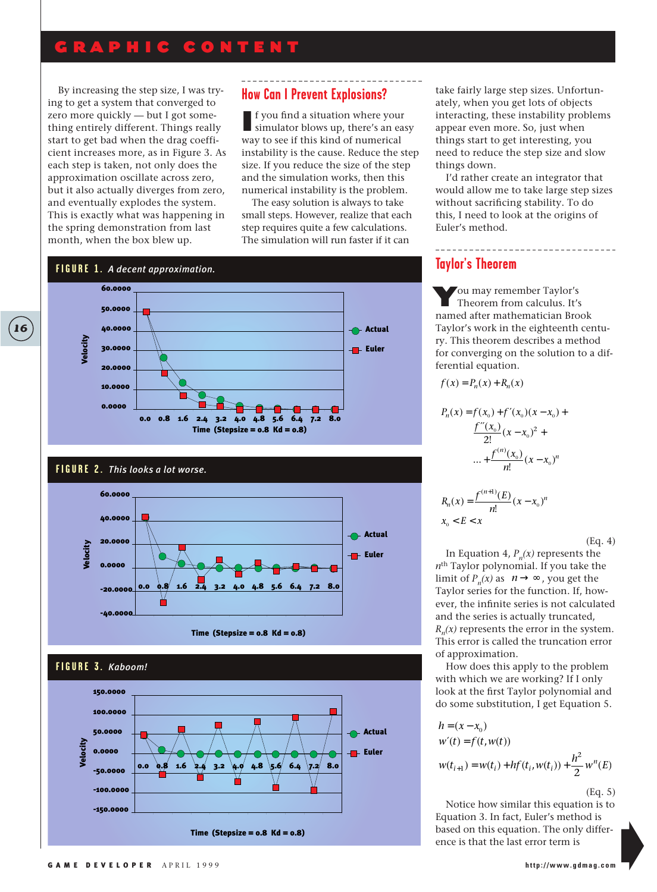By increasing the step size, I was trying to get a system that converged to zero more quickly — but I got something entirely different. Things really start to get bad when the drag coefficient increases more, as in Figure 3. As each step is taken, not only does the approximation oscillate across zero, but it also actually diverges from zero, and eventually explodes the system. This is exactly what was happening in the spring demonstration from last month, when the box blew up.

**FIGURE 1.** *A decent approximation.*

**FIGURE 2.** *This looks a lot worse.*

**FIGURE 3.** *Kaboom!*

## How Can I Prevent Explosions?

If you find a situation where your simulator blows up, there's an easy way to see if this kind of numerical instability is the cause. Reduce the step size. If you reduce the size of the step and the simulation works, then this numerical instability is the problem.

The easy solution is always to take small steps. However, realize that each step requires quite a few calculations. The simulation will run faster if it can take fairly large step sizes. Unfortunately, when you get lots of objects interacting, these instability problems appear even more. So, just when things start to get interesting, you need to reduce the step size and slow things down.

I'd rather create an integrator that would allow me to take large step sizes without sacrificing stability. To do this, I need to look at the origins of Euler's method.

## Taylor's Theorem

You may remember Taylor's Theorem from calculus. It's named after mathematician Brook Taylor's work in the eighteenth century. This theorem describes a method for converging on the solution to a differential equation.

$$f(x) = P_n(x) + R_n(x)$$

$$P_n(x) = f(x_0) + f'(x_0)(x - x_0) + \frac{f''(x_0)}{2!}(x - x_0)^2 + \ldots + \frac{f^{(n)}(x_0)}{n!}(x - x_0)^n$$

$$R_n(x) = \frac{f^{(n+1)}(E)}{n!}(x - x_0)^n$$

$$x_0 < E < x$$

(Eq. 4)

In Equation 4, $P_n(x)$ represents the $n^{th}$ Taylor polynomial. If you take the limit of $P_n(x)$ as $n \to \infty$, you get the Taylor series for the function. If, however, the infinite series is not calculated and the series is actually truncated, $R_n(x)$ represents the error in the system. This error is called the truncation error of approximation.

How does this apply to the problem with which we are working? If I only look at the first Taylor polynomial and do some substitution, I get Equation 5.

$$h = (x - x_0)$$

$$w'(t) = f(t, w(t))$$

$$w(t_{i+1}) = w(t_i) + hf(t_i, w(t_i)) + \frac{h^2}{2}w''(E)$$

(Eq. 5)

Notice how similar this equation is to Equation 3. In fact, Euler's method is based on this equation. The only difference is that the last error term is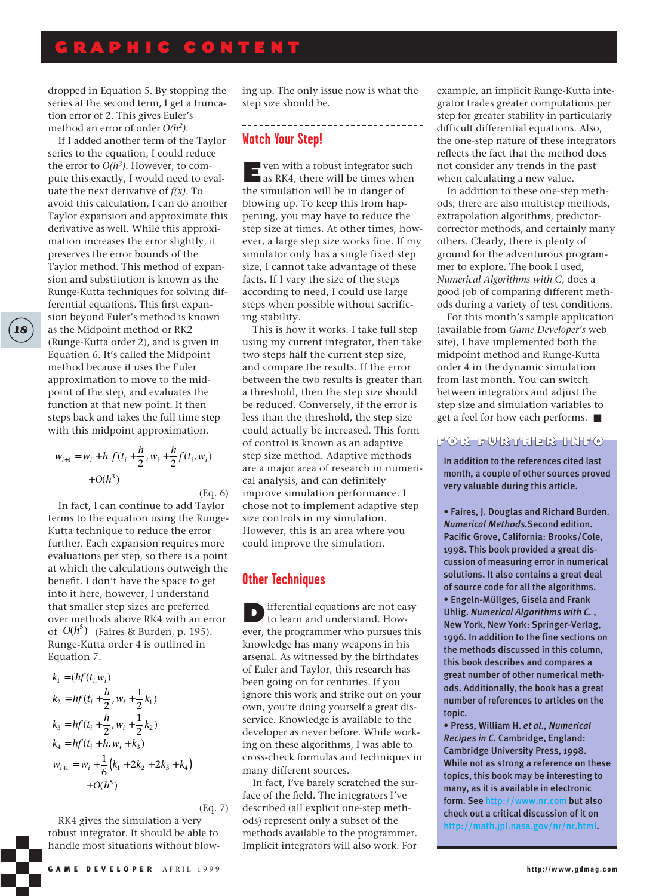dropped in Equation 5. By stopping the series at the second term, I get a truncation error of 2. This gives Euler's method an error of order $O(h^2)$.

If I added another term of the Taylor series to the equation, I could reduce the error to $O(h^3)$. However, to compute this exactly, I would need to evaluate the next derivative of $f(x)$. To avoid this calculation, I can do another Taylor expansion and approximate this derivative as well. While this approximation increases the error slightly, it preserves the error bounds of the Taylor method. This method of expansion and substitution is known as the Runge-Kutta techniques for solving differential equations. This first expansion beyond Euler's method is known as the Midpoint method or RK2 (Runge-Kutta order 2), and is given in Equation 6. It's called the Midpoint method because it uses the Euler approximation to move to the midpoint of the step, and evaluates the function at that new point. It then steps back and takes the full time step with this midpoint approximation.

$$w_{i+1} = w_i + h\, f(t_i + \frac{h}{2}, w_i + \frac{h}{2} f(t_i, w_i)) + O(h^3) \quad \text{(Eq. 6)}$$

In fact, I can continue to add Taylor terms to the equation using the Runge-Kutta technique to reduce the error further. Each expansion requires more evaluations per step, so there is a point at which the calculations outweigh the benefit. I don't have the space to get into it here, however, I understand that smaller step sizes are preferred over methods above RK4 with an error of $O(h^5)$ (Faires & Burden, p. 195). Runge-Kutta order 4 is outlined in Equation 7.

$$\begin{aligned}
k_1 &= (hf(t_i, w_i)) \\
k_2 &= hf(t_i + \frac{h}{2}, w_i + \frac{1}{2}k_1) \\
k_3 &= hf(t_i + \frac{h}{2}, w_i + \frac{1}{2}k_2) \\
k_4 &= hf(t_i + h, w_i + k_3) \\
w_{i+1} &= w_i + \frac{1}{6}(k_1 + 2k_2 + 2k_3 + k_4) + O(h^5)
\end{aligned} \quad \text{(Eq. 7)}$$

RK4 gives the simulation a very robust integrator. It should be able to handle most situations without blowing up. The only issue now is what the step size should be.

## Watch Your Step!

Even with a robust integrator such as RK4, there will be times when the simulation will be in danger of blowing up. To keep this from happening, you may have to reduce the step size at times. At other times, however, a large step size works fine. If my simulator only has a single fixed step size, I cannot take advantage of these facts. If I vary the size of the steps according to need, I could use large steps when possible without sacrificing stability.

This is how it works. I take full step using my current integrator, then take two steps half the current step size, and compare the results. If the error between the two results is greater than a threshold, then the step size should be reduced. Conversely, if the error is less than the threshold, the step size could actually be increased. This form of control is known as an adaptive step size method. Adaptive methods are a major area of research in numerical analysis, and can definitely improve simulation performance. I chose not to implement adaptive step size controls in my simulation. However, this is an area where you could improve the simulation.

## Other Techniques

Differential equations are not easy to learn and understand. However, the programmer who pursues this knowledge has many weapons in his arsenal. As witnessed by the birthdates of Euler and Taylor, this research has been going on for centuries. If you ignore this work and strike out on your own, you're doing yourself a great disservice. Knowledge is available to the developer as never before. While working on these algorithms, I was able to cross-check formulas and techniques in many different sources.

In fact, I've barely scratched the surface of the field. The integrators I've described (all explicit one-step methods) represent only a subset of the methods available to the programmer. Implicit integrators will also work. For example, an implicit Runge-Kutta integrator trades greater computations per step for greater stability in particularly difficult differential equations. Also, the one-step nature of these integrators reflects the fact that the method does not consider any trends in the past when calculating a new value.

In addition to these one-step methods, there are also multistep methods, extrapolation algorithms, predictor-corrector methods, and certainly many others. Clearly, there is plenty of ground for the adventurous programmer to explore. The book I used, *Numerical Algorithms with C,* does a good job of comparing different methods during a variety of test conditions.

For this month's sample application (available from *Game Developer's* web site), I have implemented both the midpoint method and Runge-Kutta order 4 in the dynamic simulation from last month. You can switch between integrators and adjust the step size and simulation variables to get a feel for how each performs. ■

### FOR FURTHER INFO

**In addition to the references cited last month, a couple of other sources proved very valuable during this article.**

- **Faires, J. Douglas and Richard Burden. *Numerical Methods.* Second edition. Pacific Grove, California: Brooks/Cole, 1998. This book provided a great discussion of measuring error in numerical solutions. It also contains a great deal of source code for all the algorithms.**
- **Engeln-Müllges, Gisela and Frank Uhlig. *Numerical Algorithms with C.* , New York: Springer-Verlag, 1996. In addition to the fine sections on the methods discussed in this column, this book describes and compares a great number of other numerical methods. Additionally, the book has a great number of references to articles on the topic.**
- **Press, William H. *et al.*, *Numerical Recipes in C.* Cambridge, England: Cambridge University Press, 1998. While not as strong a reference on these topics, this book may be interesting to many, as it is available in electronic form. See http://www.nr.com but also check out a critical discussion of it on http://math.jpl.nasa.gov/nr/nr.html.**